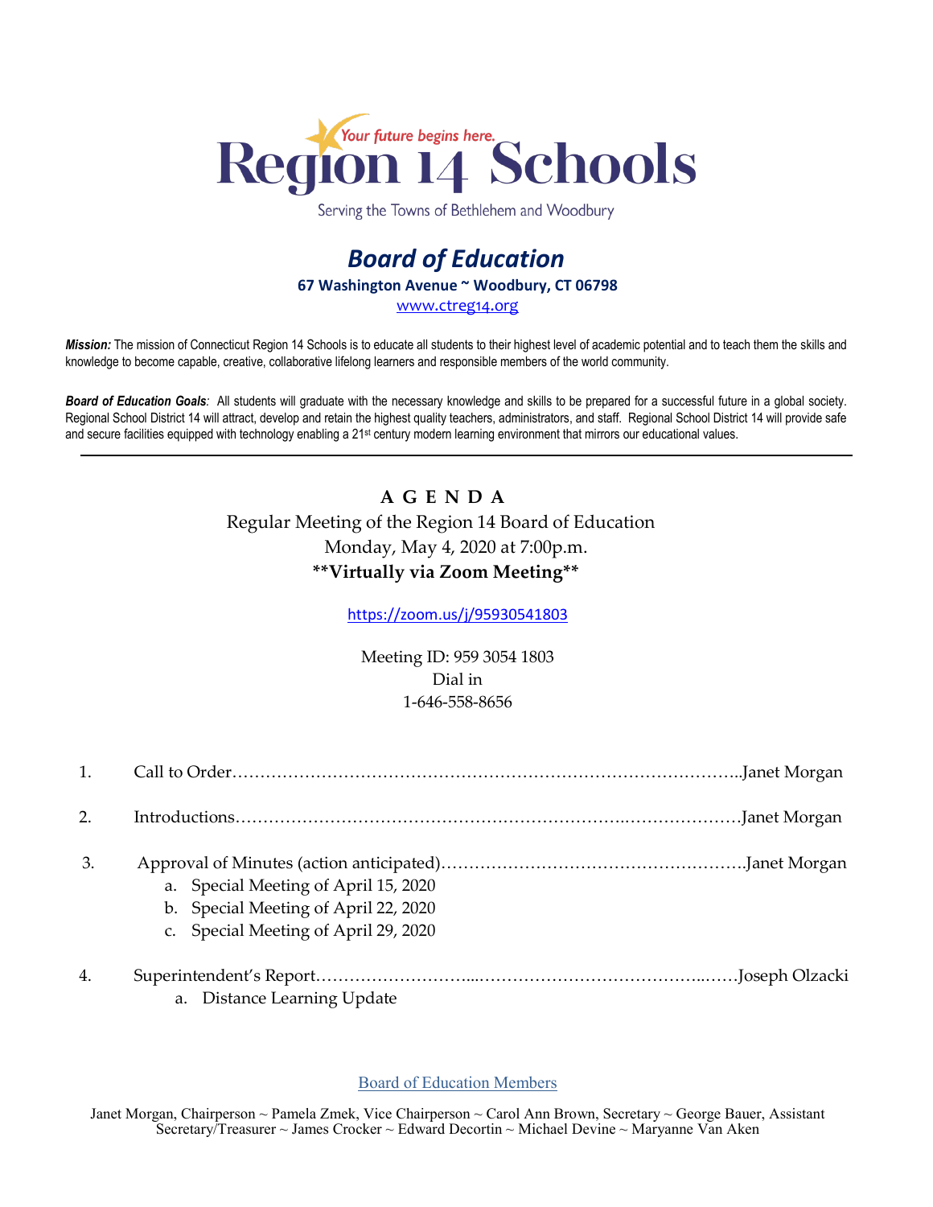Your future begins here.

# Region 14 Schools

Serving the Towns of Bethlehem and Woodbury

## *Board of Education*

**67 Washington Avenue ~ Woodbury, CT 06798**

www.ctreg14.org

***Mission:*** The mission of Connecticut Region 14 Schools is to educate all students to their highest level of academic potential and to teach them the skills and knowledge to become capable, creative, collaborative lifelong learners and responsible members of the world community.

***Board of Education Goals:*** All students will graduate with the necessary knowledge and skills to be prepared for a successful future in a global society. Regional School District 14 will attract, develop and retain the highest quality teachers, administrators, and staff. Regional School District 14 will provide safe and secure facilities equipped with technology enabling a 21st century modern learning environment that mirrors our educational values.

---

**A G E N D A**

Regular Meeting of the Region 14 Board of Education

Monday, May 4, 2020 at 7:00p.m.

****Virtually via Zoom Meeting****

https://zoom.us/j/95930541803

Meeting ID: 959 3054 1803

Dial in

1-646-558-8656

1. Call to Order…………………………………………………………………………..Janet Morgan
2. Introductions……………………………………………………………………………Janet Morgan
3. Approval of Minutes (action anticipated)……………………………………………….Janet Morgan
   a. Special Meeting of April 15, 2020
   b. Special Meeting of April 22, 2020
   c. Special Meeting of April 29, 2020
4. Superintendent's Report………………………………………………………………Joseph Olzacki
   a. Distance Learning Update

Board of Education Members

Janet Morgan, Chairperson ~ Pamela Zmek, Vice Chairperson ~ Carol Ann Brown, Secretary ~ George Bauer, Assistant Secretary/Treasurer ~ James Crocker ~ Edward Decortin ~ Michael Devine ~ Maryanne Van Aken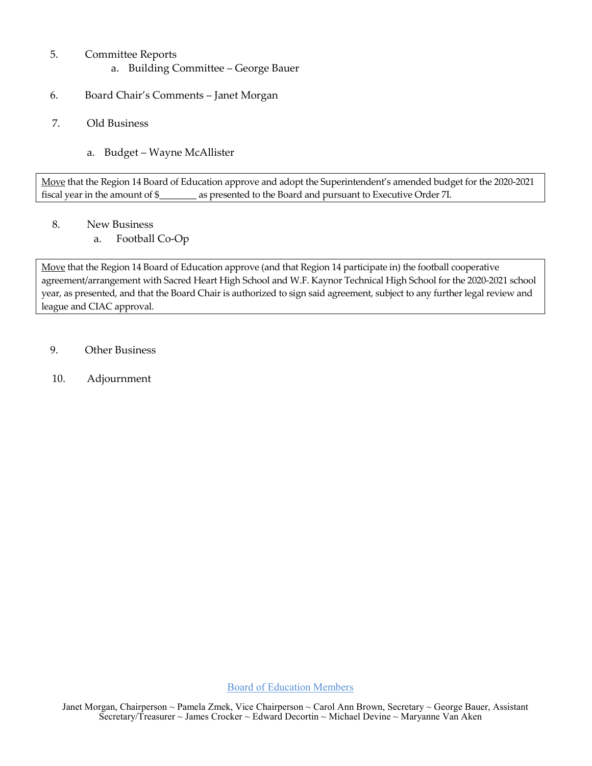5. Committee Reports
   a. Building Committee – George Bauer

6. Board Chair's Comments – Janet Morgan

7. Old Business

   a. Budget – Wayne McAllister

> Move that the Region 14 Board of Education approve and adopt the Superintendent's amended budget for the 2020-2021 fiscal year in the amount of $________ as presented to the Board and pursuant to Executive Order 7I.

8. New Business
   a. Football Co-Op

> Move that the Region 14 Board of Education approve (and that Region 14 participate in) the football cooperative agreement/arrangement with Sacred Heart High School and W.F. Kaynor Technical High School for the 2020-2021 school year, as presented, and that the Board Chair is authorized to sign said agreement, subject to any further legal review and league and CIAC approval.

9. Other Business

10. Adjournment

Board of Education Members

Janet Morgan, Chairperson ~ Pamela Zmek, Vice Chairperson ~ Carol Ann Brown, Secretary ~ George Bauer, Assistant Secretary/Treasurer ~ James Crocker ~ Edward Decortin ~ Michael Devine ~ Maryanne Van Aken